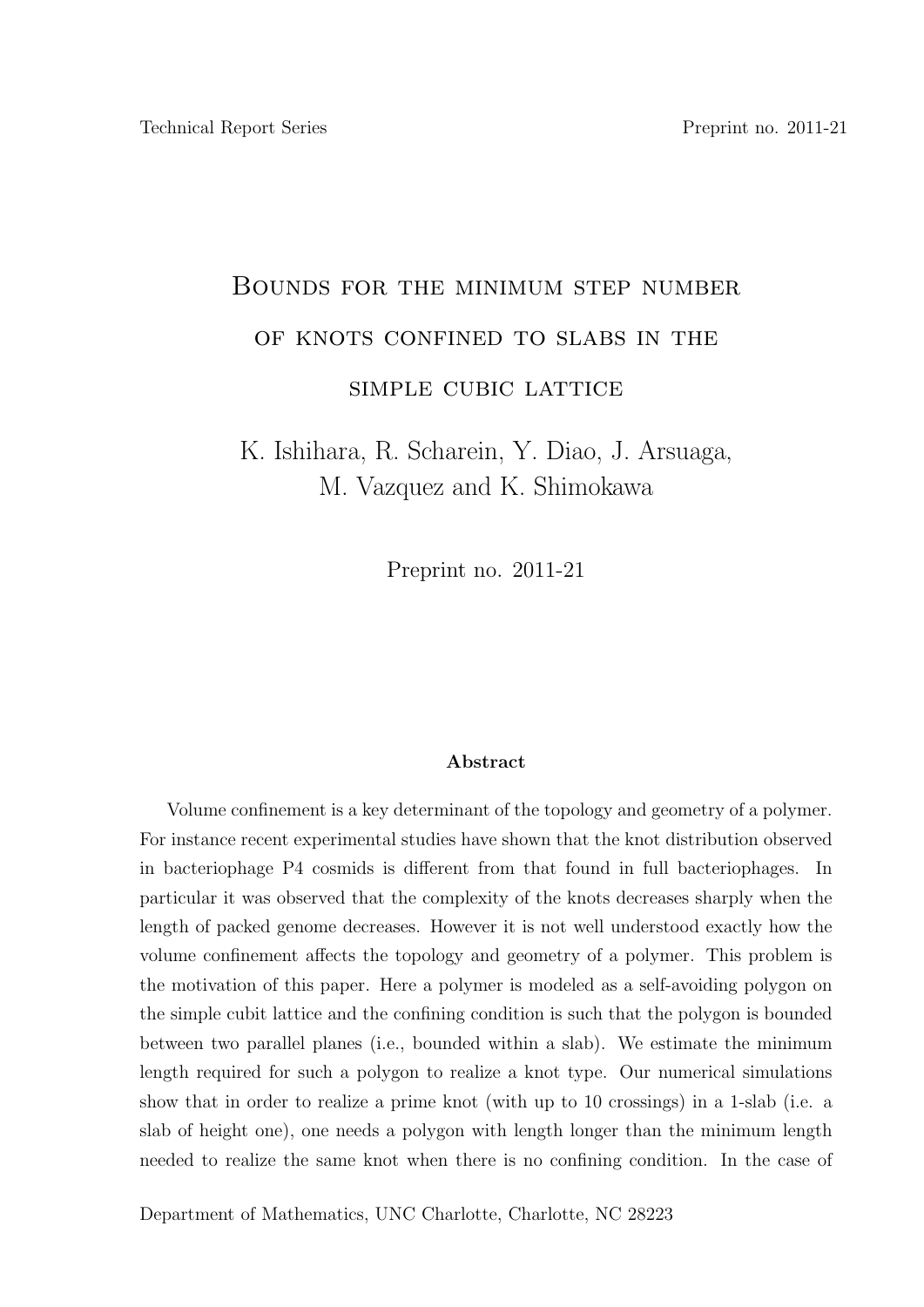Technical Report Series Preprint no. 2011-21

# Bounds for the minimum step number of knots confined to slabs in the simple cubic lattice

K. Ishihara, R. Scharein, Y. Diao, J. Arsuaga, M. Vazquez and K. Shimokawa

Preprint no. 2011-21

**Abstract**

Volume confinement is a key determinant of the topology and geometry of a polymer. For instance recent experimental studies have shown that the knot distribution observed in bacteriophage P4 cosmids is different from that found in full bacteriophages. In particular it was observed that the complexity of the knots decreases sharply when the length of packed genome decreases. However it is not well understood exactly how the volume confinement affects the topology and geometry of a polymer. This problem is the motivation of this paper. Here a polymer is modeled as a self-avoiding polygon on the simple cubit lattice and the confining condition is such that the polygon is bounded between two parallel planes (i.e., bounded within a slab). We estimate the minimum length required for such a polygon to realize a knot type. Our numerical simulations show that in order to realize a prime knot (with up to 10 crossings) in a 1-slab (i.e. a slab of height one), one needs a polygon with length longer than the minimum length needed to realize the same knot when there is no confining condition. In the case of

Department of Mathematics, UNC Charlotte, Charlotte, NC 28223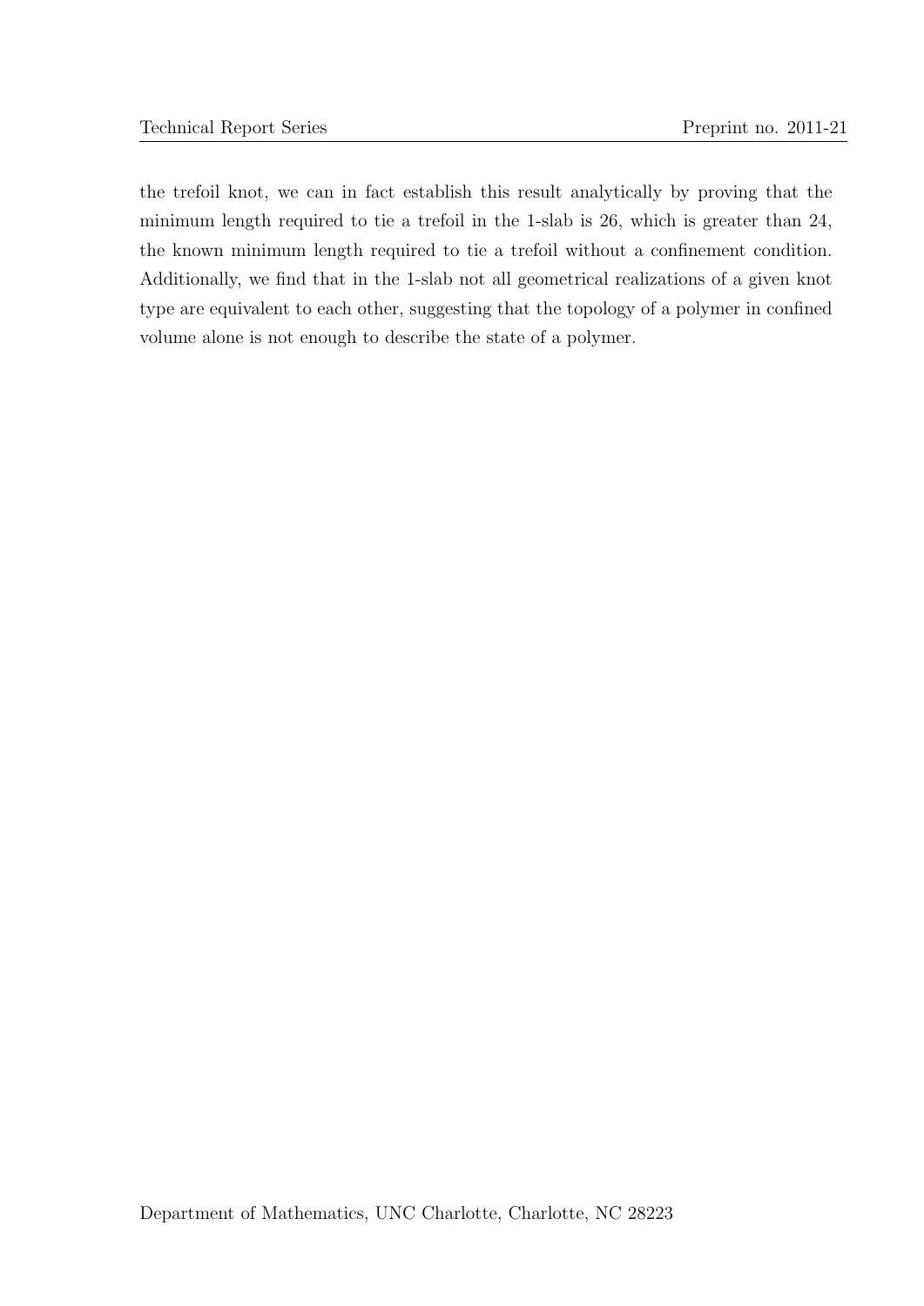the trefoil knot, we can in fact establish this result analytically by proving that the minimum length required to tie a trefoil in the 1-slab is 26, which is greater than 24, the known minimum length required to tie a trefoil without a confinement condition. Additionally, we find that in the 1-slab not all geometrical realizations of a given knot type are equivalent to each other, suggesting that the topology of a polymer in confined volume alone is not enough to describe the state of a polymer.